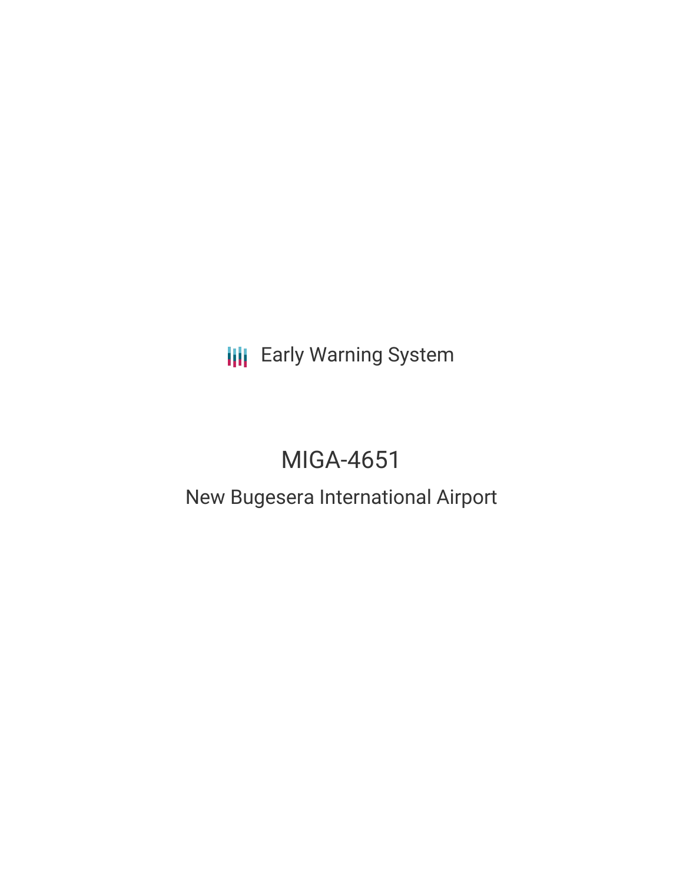Early Warning System

# MIGA-4651

## New Bugesera International Airport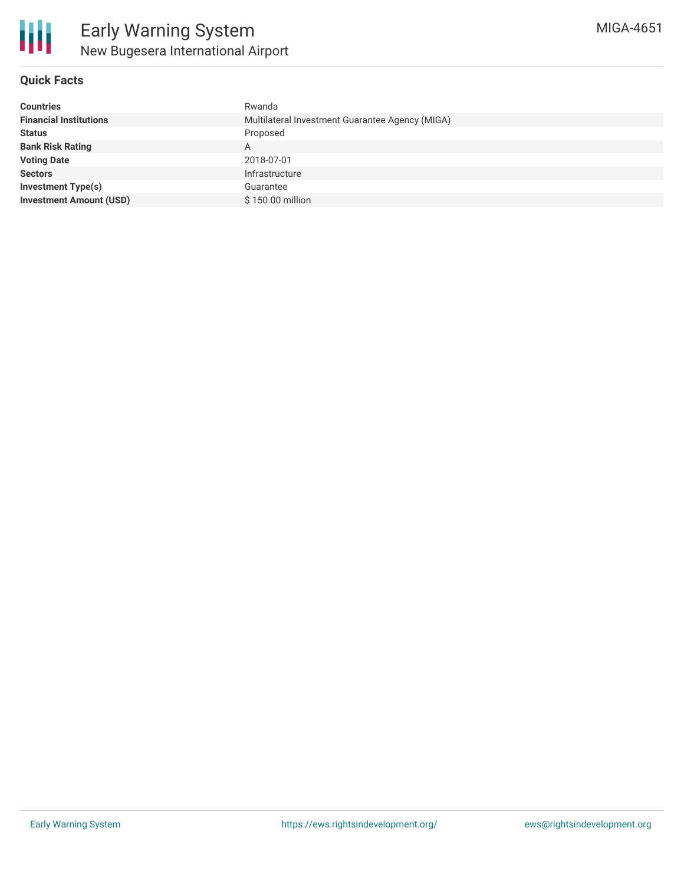# Early Warning System

## New Bugesera International Airport

MIGA-4651

### Quick Facts

| | |
|---|---|
| **Countries** | Rwanda |
| **Financial Institutions** | Multilateral Investment Guarantee Agency (MIGA) |
| **Status** | Proposed |
| **Bank Risk Rating** | A |
| **Voting Date** | 2018-07-01 |
| **Sectors** | Infrastructure |
| **Investment Type(s)** | Guarantee |
| **Investment Amount (USD)** | $ 150.00 million |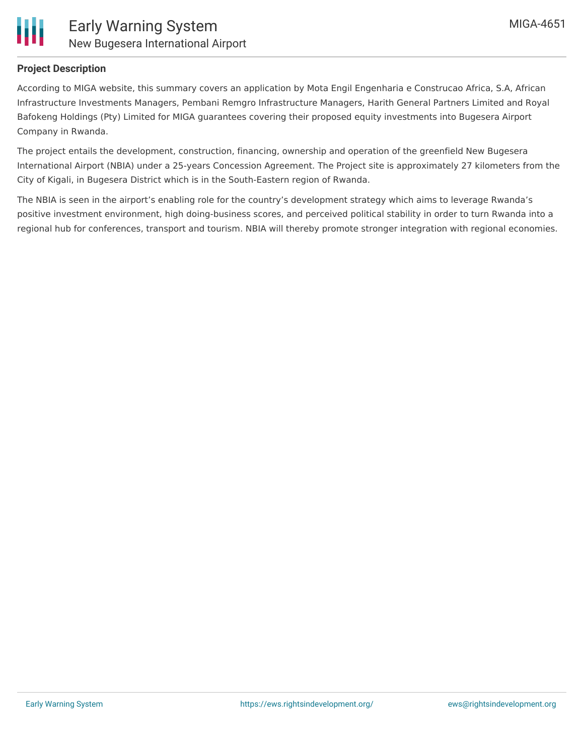## Project Description

According to MIGA website, this summary covers an application by Mota Engil Engenharia e Construcao Africa, S.A, African Infrastructure Investments Managers, Pembani Remgro Infrastructure Managers, Harith General Partners Limited and Royal Bafokeng Holdings (Pty) Limited for MIGA guarantees covering their proposed equity investments into Bugesera Airport Company in Rwanda.

The project entails the development, construction, financing, ownership and operation of the greenfield New Bugesera International Airport (NBIA) under a 25-years Concession Agreement. The Project site is approximately 27 kilometers from the City of Kigali, in Bugesera District which is in the South-Eastern region of Rwanda.

The NBIA is seen in the airport's enabling role for the country's development strategy which aims to leverage Rwanda's positive investment environment, high doing-business scores, and perceived political stability in order to turn Rwanda into a regional hub for conferences, transport and tourism. NBIA will thereby promote stronger integration with regional economies.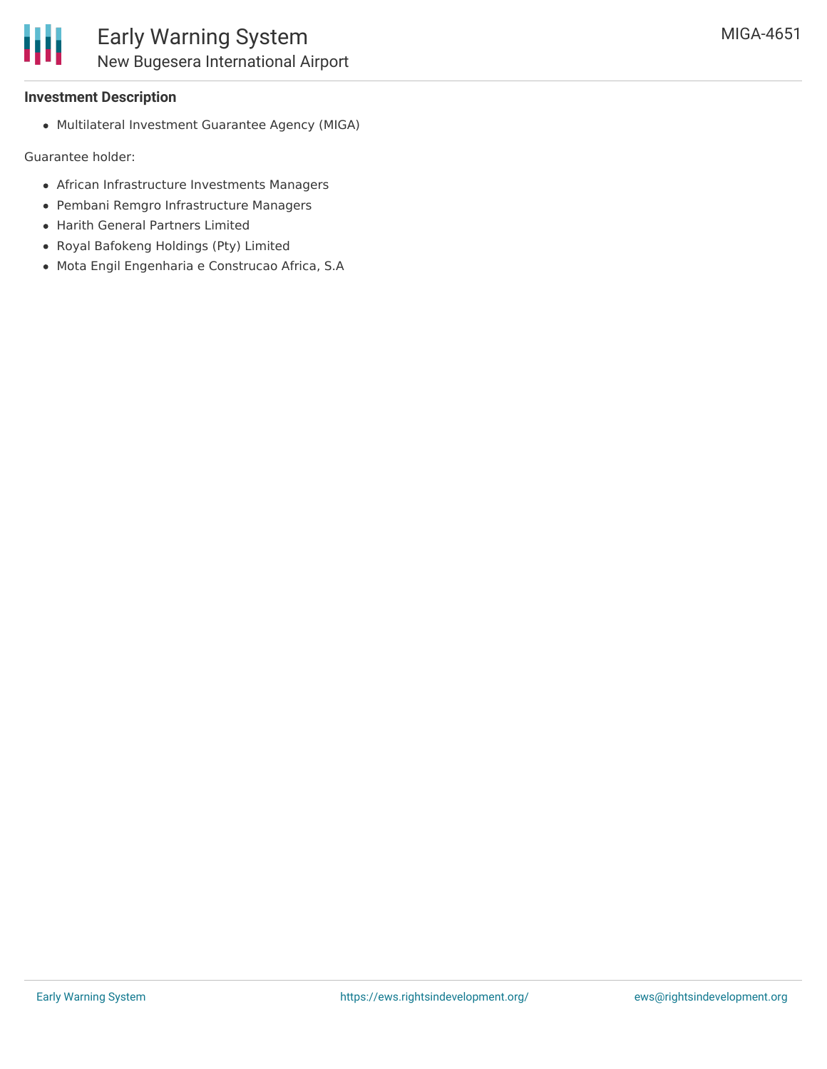### Investment Description

- Multilateral Investment Guarantee Agency (MIGA)

Guarantee holder:

- African Infrastructure Investments Managers
- Pembani Remgro Infrastructure Managers
- Harith General Partners Limited
- Royal Bafokeng Holdings (Pty) Limited
- Mota Engil Engenharia e Construcao Africa, S.A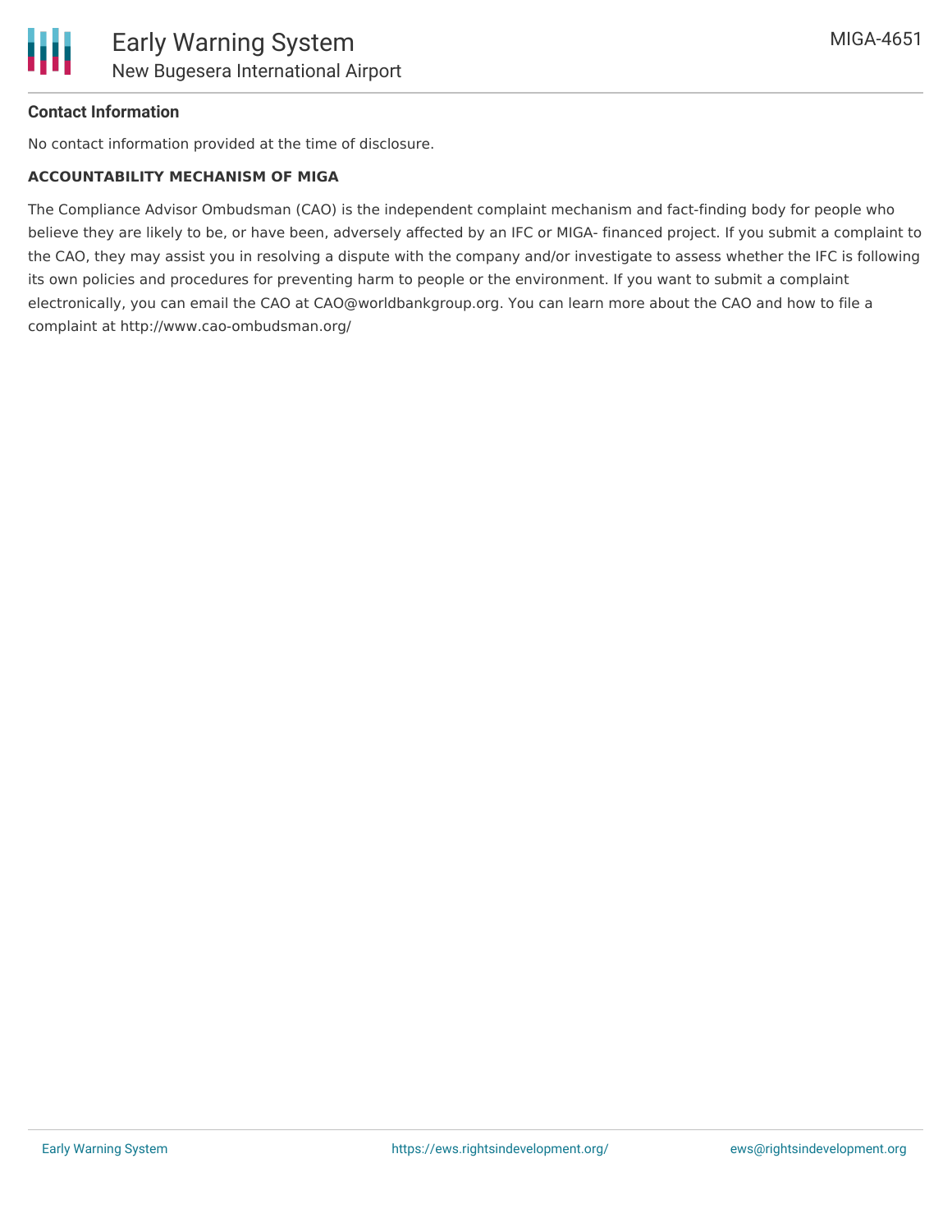**Contact Information**

No contact information provided at the time of disclosure.

**ACCOUNTABILITY MECHANISM OF MIGA**

The Compliance Advisor Ombudsman (CAO) is the independent complaint mechanism and fact-finding body for people who believe they are likely to be, or have been, adversely affected by an IFC or MIGA- financed project. If you submit a complaint to the CAO, they may assist you in resolving a dispute with the company and/or investigate to assess whether the IFC is following its own policies and procedures for preventing harm to people or the environment. If you want to submit a complaint electronically, you can email the CAO at CAO@worldbankgroup.org. You can learn more about the CAO and how to file a complaint at http://www.cao-ombudsman.org/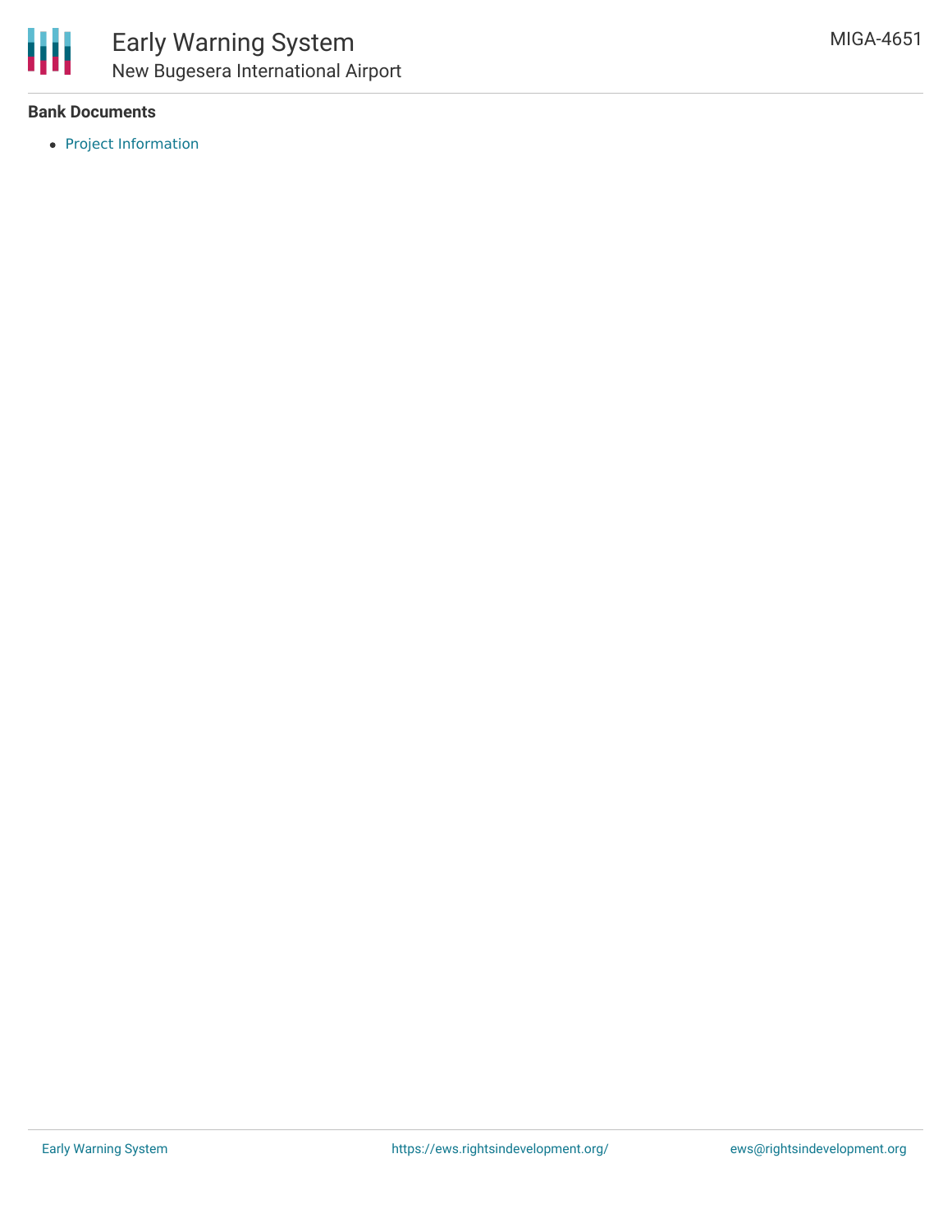**Bank Documents**

- Project Information